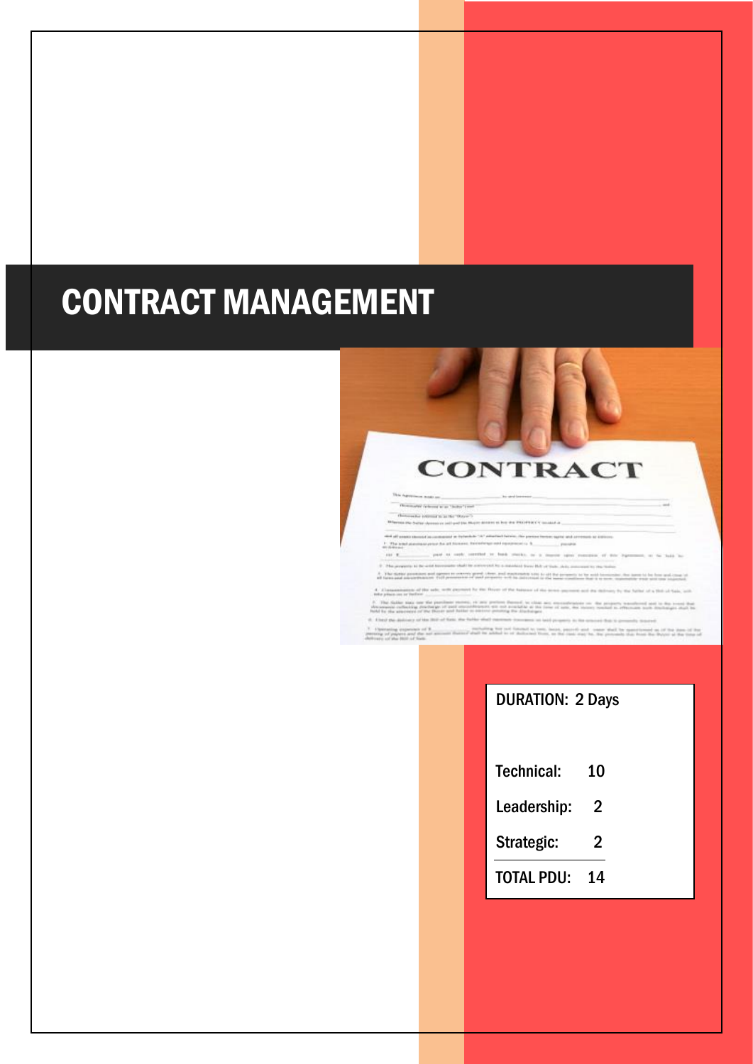# CONTRACT MANAGEMENT

DURATION: 2 Days

| | |
|---|---|
| Technical: | 10 |
| Leadership: | 2 |
| Strategic: | 2 |
| TOTAL PDU: | 14 |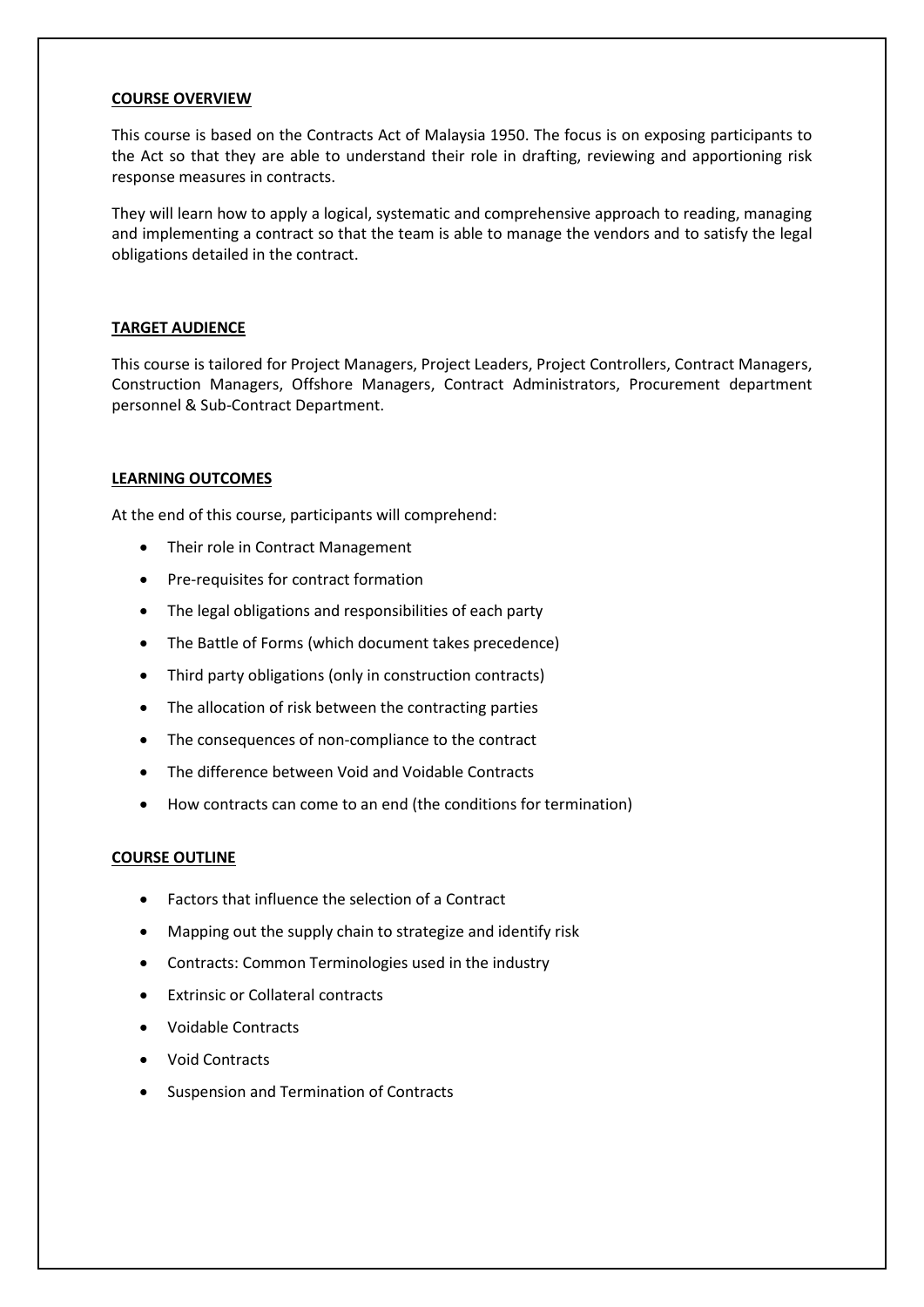## COURSE OVERVIEW

This course is based on the Contracts Act of Malaysia 1950. The focus is on exposing participants to the Act so that they are able to understand their role in drafting, reviewing and apportioning risk response measures in contracts.

They will learn how to apply a logical, systematic and comprehensive approach to reading, managing and implementing a contract so that the team is able to manage the vendors and to satisfy the legal obligations detailed in the contract.

## TARGET AUDIENCE

This course is tailored for Project Managers, Project Leaders, Project Controllers, Contract Managers, Construction Managers, Offshore Managers, Contract Administrators, Procurement department personnel & Sub-Contract Department.

## LEARNING OUTCOMES

At the end of this course, participants will comprehend:

- Their role in Contract Management
- Pre-requisites for contract formation
- The legal obligations and responsibilities of each party
- The Battle of Forms (which document takes precedence)
- Third party obligations (only in construction contracts)
- The allocation of risk between the contracting parties
- The consequences of non-compliance to the contract
- The difference between Void and Voidable Contracts
- How contracts can come to an end (the conditions for termination)

## COURSE OUTLINE

- Factors that influence the selection of a Contract
- Mapping out the supply chain to strategize and identify risk
- Contracts: Common Terminologies used in the industry
- Extrinsic or Collateral contracts
- Voidable Contracts
- Void Contracts
- Suspension and Termination of Contracts